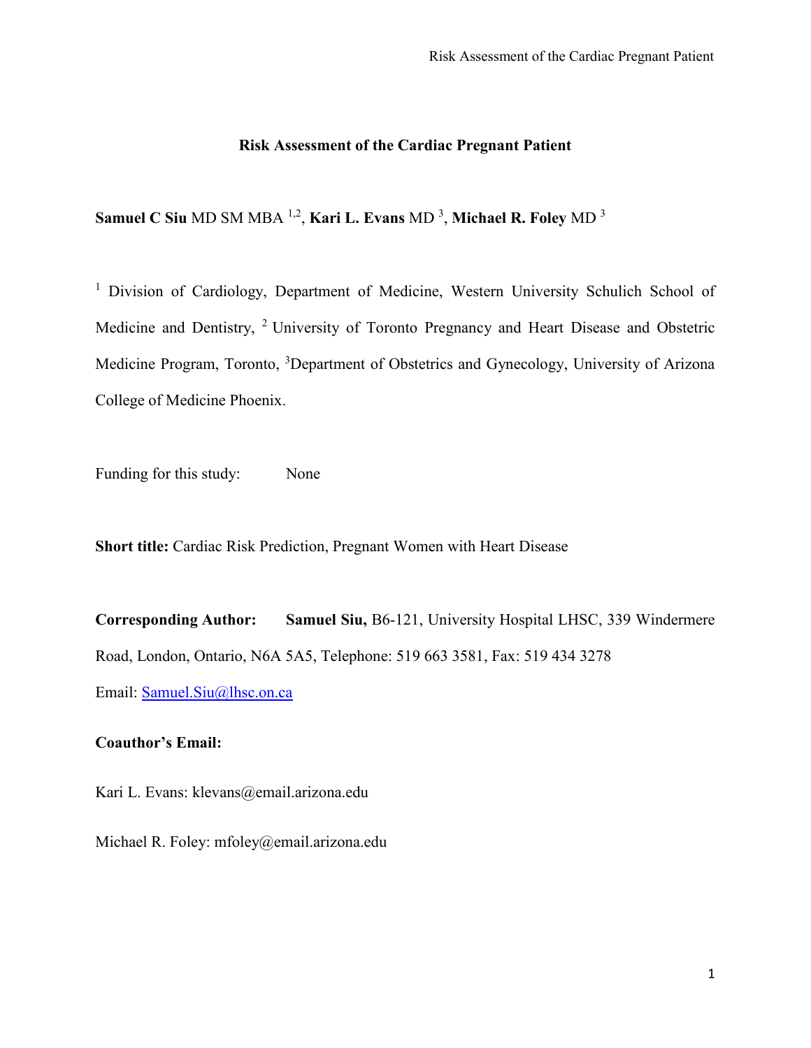# Risk Assessment of the Cardiac Pregnant Patient

**Samuel C Siu** MD SM MBA [1,2], **Kari L. Evans** MD [3], **Michael R. Foley** MD [3]

[1] Division of Cardiology, Department of Medicine, Western University Schulich School of Medicine and Dentistry, [2] University of Toronto Pregnancy and Heart Disease and Obstetric Medicine Program, Toronto, [3]Department of Obstetrics and Gynecology, University of Arizona College of Medicine Phoenix.

Funding for this study: None

**Short title:** Cardiac Risk Prediction, Pregnant Women with Heart Disease

**Corresponding Author:** **Samuel Siu,** B6-121, University Hospital LHSC, 339 Windermere Road, London, Ontario, N6A 5A5, Telephone: 519 663 3581, Fax: 519 434 3278

Email: Samuel.Siu@lhsc.on.ca

**Coauthor's Email:**

Kari L. Evans: klevans@email.arizona.edu

Michael R. Foley: mfoley@email.arizona.edu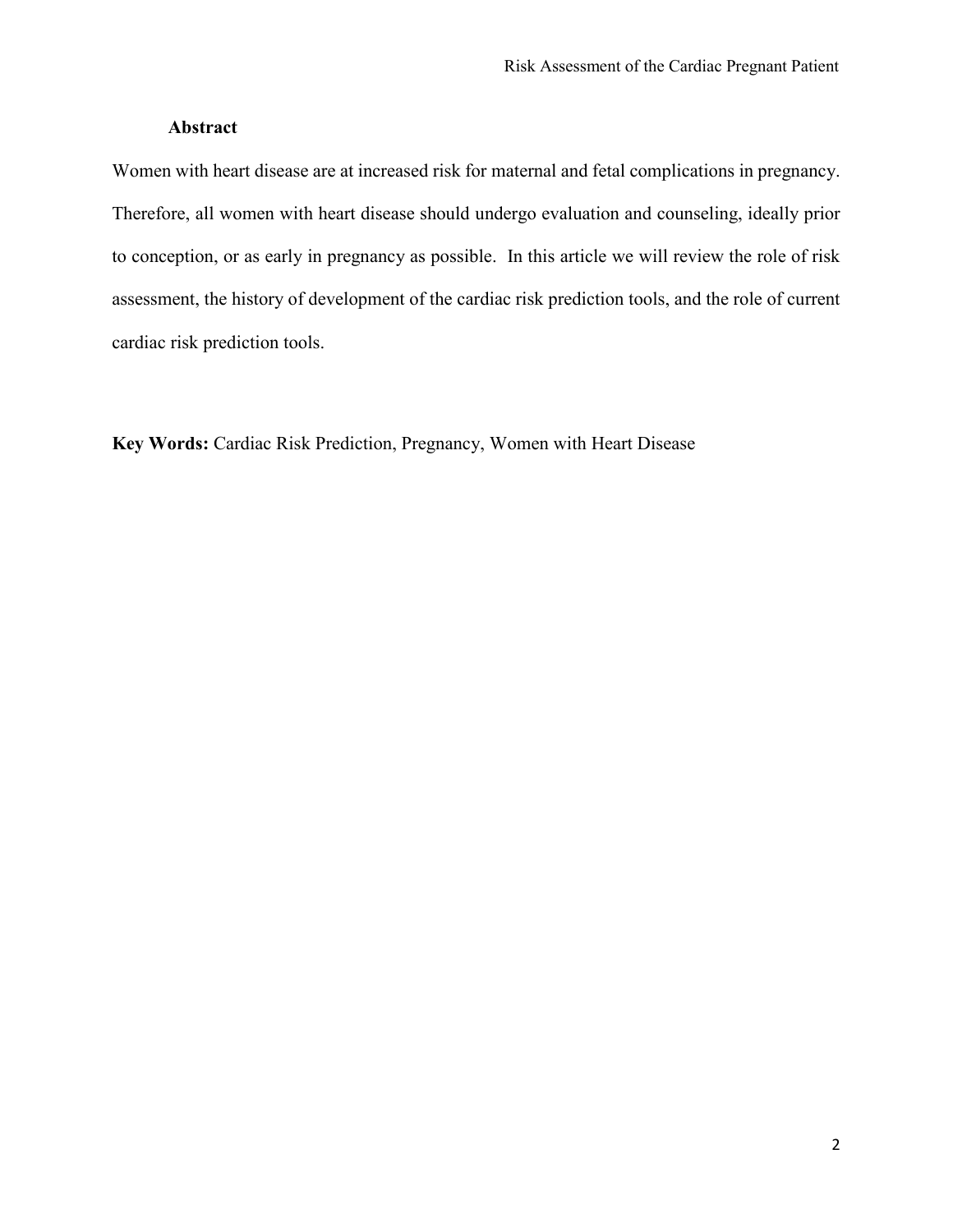## Abstract

Women with heart disease are at increased risk for maternal and fetal complications in pregnancy. Therefore, all women with heart disease should undergo evaluation and counseling, ideally prior to conception, or as early in pregnancy as possible. In this article we will review the role of risk assessment, the history of development of the cardiac risk prediction tools, and the role of current cardiac risk prediction tools.

**Key Words:** Cardiac Risk Prediction, Pregnancy, Women with Heart Disease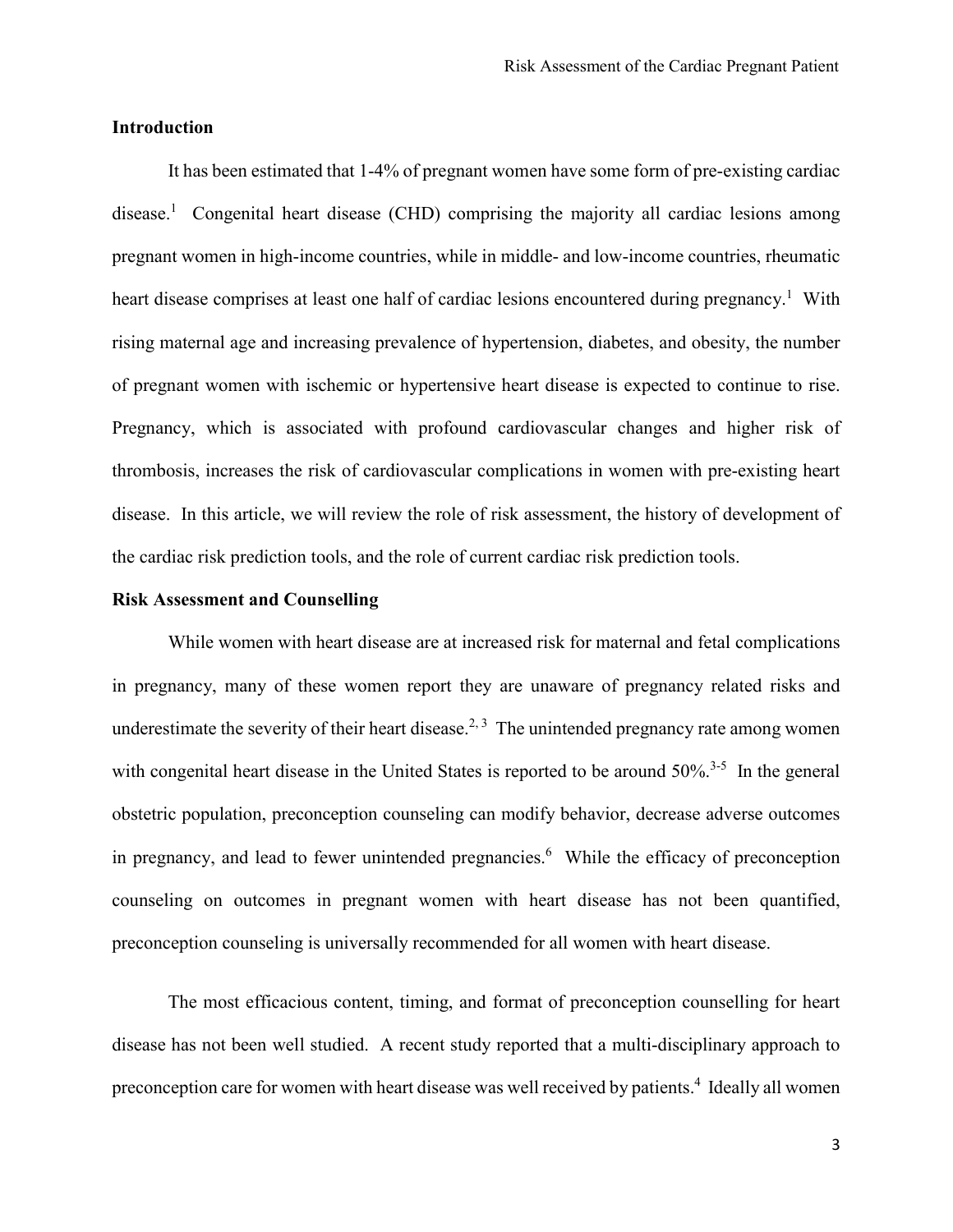## Introduction

It has been estimated that 1-4% of pregnant women have some form of pre-existing cardiac disease.[1] Congenital heart disease (CHD) comprising the majority all cardiac lesions among pregnant women in high-income countries, while in middle- and low-income countries, rheumatic heart disease comprises at least one half of cardiac lesions encountered during pregnancy.[1] With rising maternal age and increasing prevalence of hypertension, diabetes, and obesity, the number of pregnant women with ischemic or hypertensive heart disease is expected to continue to rise. Pregnancy, which is associated with profound cardiovascular changes and higher risk of thrombosis, increases the risk of cardiovascular complications in women with pre-existing heart disease. In this article, we will review the role of risk assessment, the history of development of the cardiac risk prediction tools, and the role of current cardiac risk prediction tools.

## Risk Assessment and Counselling

While women with heart disease are at increased risk for maternal and fetal complications in pregnancy, many of these women report they are unaware of pregnancy related risks and underestimate the severity of their heart disease.[2, 3] The unintended pregnancy rate among women with congenital heart disease in the United States is reported to be around 50%.[3-5] In the general obstetric population, preconception counseling can modify behavior, decrease adverse outcomes in pregnancy, and lead to fewer unintended pregnancies.[6] While the efficacy of preconception counseling on outcomes in pregnant women with heart disease has not been quantified, preconception counseling is universally recommended for all women with heart disease.

The most efficacious content, timing, and format of preconception counselling for heart disease has not been well studied. A recent study reported that a multi-disciplinary approach to preconception care for women with heart disease was well received by patients.[4] Ideally all women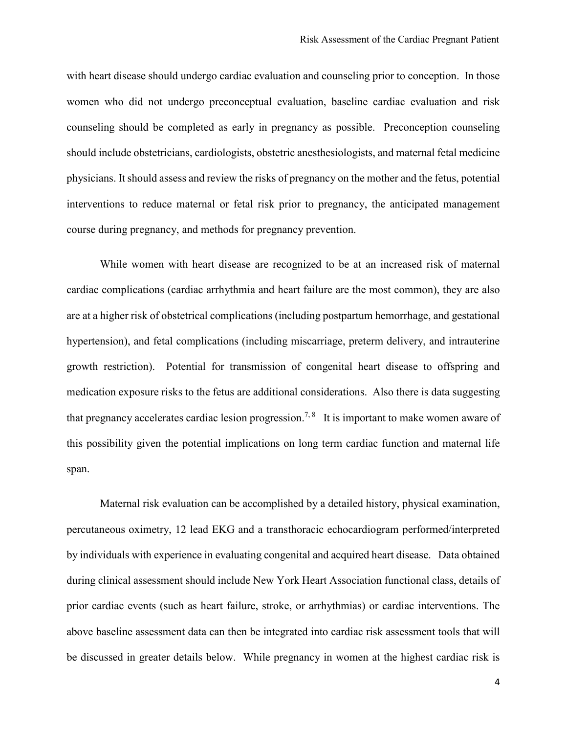with heart disease should undergo cardiac evaluation and counseling prior to conception. In those women who did not undergo preconceptual evaluation, baseline cardiac evaluation and risk counseling should be completed as early in pregnancy as possible. Preconception counseling should include obstetricians, cardiologists, obstetric anesthesiologists, and maternal fetal medicine physicians. It should assess and review the risks of pregnancy on the mother and the fetus, potential interventions to reduce maternal or fetal risk prior to pregnancy, the anticipated management course during pregnancy, and methods for pregnancy prevention.

While women with heart disease are recognized to be at an increased risk of maternal cardiac complications (cardiac arrhythmia and heart failure are the most common), they are also are at a higher risk of obstetrical complications (including postpartum hemorrhage, and gestational hypertension), and fetal complications (including miscarriage, preterm delivery, and intrauterine growth restriction). Potential for transmission of congenital heart disease to offspring and medication exposure risks to the fetus are additional considerations. Also there is data suggesting that pregnancy accelerates cardiac lesion progression.[7, 8] It is important to make women aware of this possibility given the potential implications on long term cardiac function and maternal life span.

Maternal risk evaluation can be accomplished by a detailed history, physical examination, percutaneous oximetry, 12 lead EKG and a transthoracic echocardiogram performed/interpreted by individuals with experience in evaluating congenital and acquired heart disease. Data obtained during clinical assessment should include New York Heart Association functional class, details of prior cardiac events (such as heart failure, stroke, or arrhythmias) or cardiac interventions. The above baseline assessment data can then be integrated into cardiac risk assessment tools that will be discussed in greater details below. While pregnancy in women at the highest cardiac risk is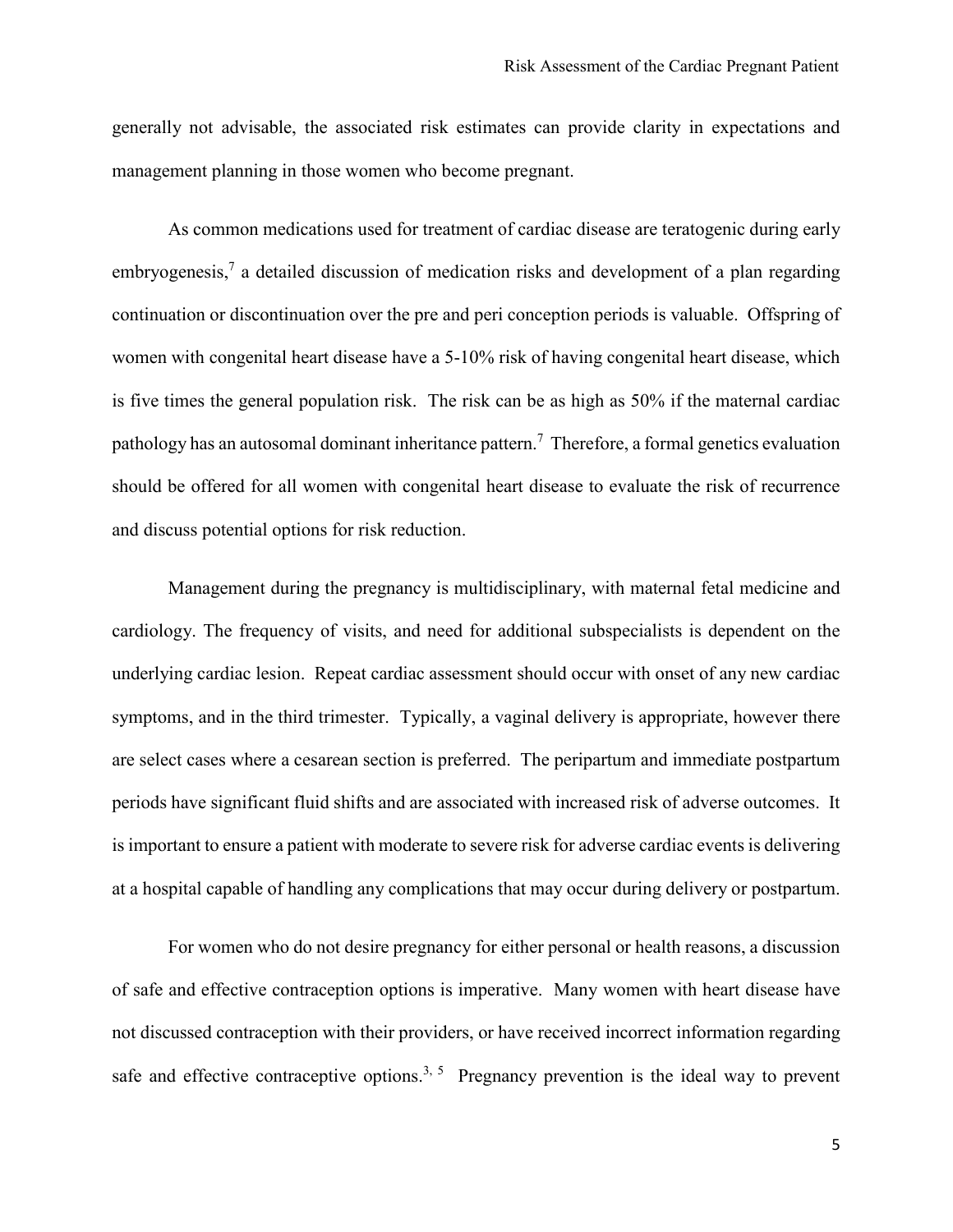generally not advisable, the associated risk estimates can provide clarity in expectations and management planning in those women who become pregnant.

As common medications used for treatment of cardiac disease are teratogenic during early embryogenesis,[7] a detailed discussion of medication risks and development of a plan regarding continuation or discontinuation over the pre and peri conception periods is valuable. Offspring of women with congenital heart disease have a 5-10% risk of having congenital heart disease, which is five times the general population risk. The risk can be as high as 50% if the maternal cardiac pathology has an autosomal dominant inheritance pattern.[7] Therefore, a formal genetics evaluation should be offered for all women with congenital heart disease to evaluate the risk of recurrence and discuss potential options for risk reduction.

Management during the pregnancy is multidisciplinary, with maternal fetal medicine and cardiology. The frequency of visits, and need for additional subspecialists is dependent on the underlying cardiac lesion. Repeat cardiac assessment should occur with onset of any new cardiac symptoms, and in the third trimester. Typically, a vaginal delivery is appropriate, however there are select cases where a cesarean section is preferred. The peripartum and immediate postpartum periods have significant fluid shifts and are associated with increased risk of adverse outcomes. It is important to ensure a patient with moderate to severe risk for adverse cardiac events is delivering at a hospital capable of handling any complications that may occur during delivery or postpartum.

For women who do not desire pregnancy for either personal or health reasons, a discussion of safe and effective contraception options is imperative. Many women with heart disease have not discussed contraception with their providers, or have received incorrect information regarding safe and effective contraceptive options.[3, 5] Pregnancy prevention is the ideal way to prevent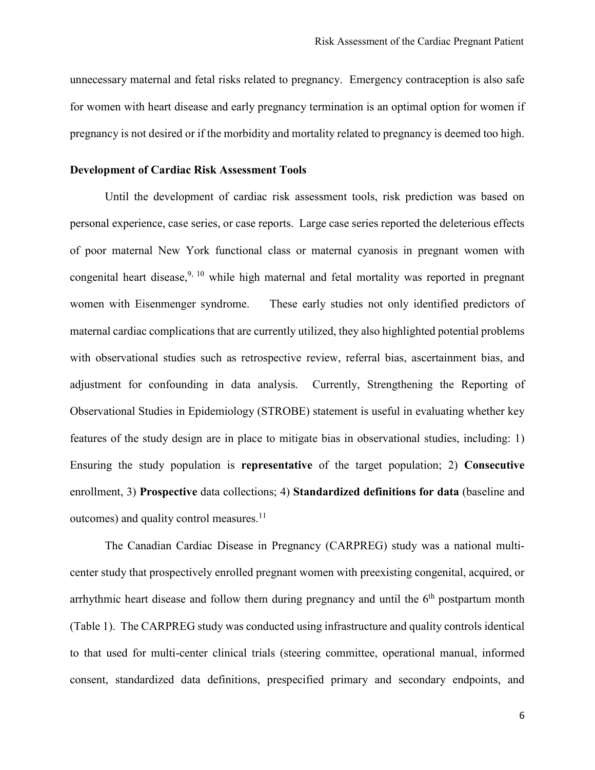unnecessary maternal and fetal risks related to pregnancy. Emergency contraception is also safe for women with heart disease and early pregnancy termination is an optimal option for women if pregnancy is not desired or if the morbidity and mortality related to pregnancy is deemed too high.

### Development of Cardiac Risk Assessment Tools

Until the development of cardiac risk assessment tools, risk prediction was based on personal experience, case series, or case reports. Large case series reported the deleterious effects of poor maternal New York functional class or maternal cyanosis in pregnant women with congenital heart disease,[9, 10] while high maternal and fetal mortality was reported in pregnant women with Eisenmenger syndrome. These early studies not only identified predictors of maternal cardiac complications that are currently utilized, they also highlighted potential problems with observational studies such as retrospective review, referral bias, ascertainment bias, and adjustment for confounding in data analysis. Currently, Strengthening the Reporting of Observational Studies in Epidemiology (STROBE) statement is useful in evaluating whether key features of the study design are in place to mitigate bias in observational studies, including: 1) Ensuring the study population is **representative** of the target population; 2) **Consecutive** enrollment, 3) **Prospective** data collections; 4) **Standardized definitions for data** (baseline and outcomes) and quality control measures.[11]

The Canadian Cardiac Disease in Pregnancy (CARPREG) study was a national multi-center study that prospectively enrolled pregnant women with preexisting congenital, acquired, or arrhythmic heart disease and follow them during pregnancy and until the 6th postpartum month (Table 1). The CARPREG study was conducted using infrastructure and quality controls identical to that used for multi-center clinical trials (steering committee, operational manual, informed consent, standardized data definitions, prespecified primary and secondary endpoints, and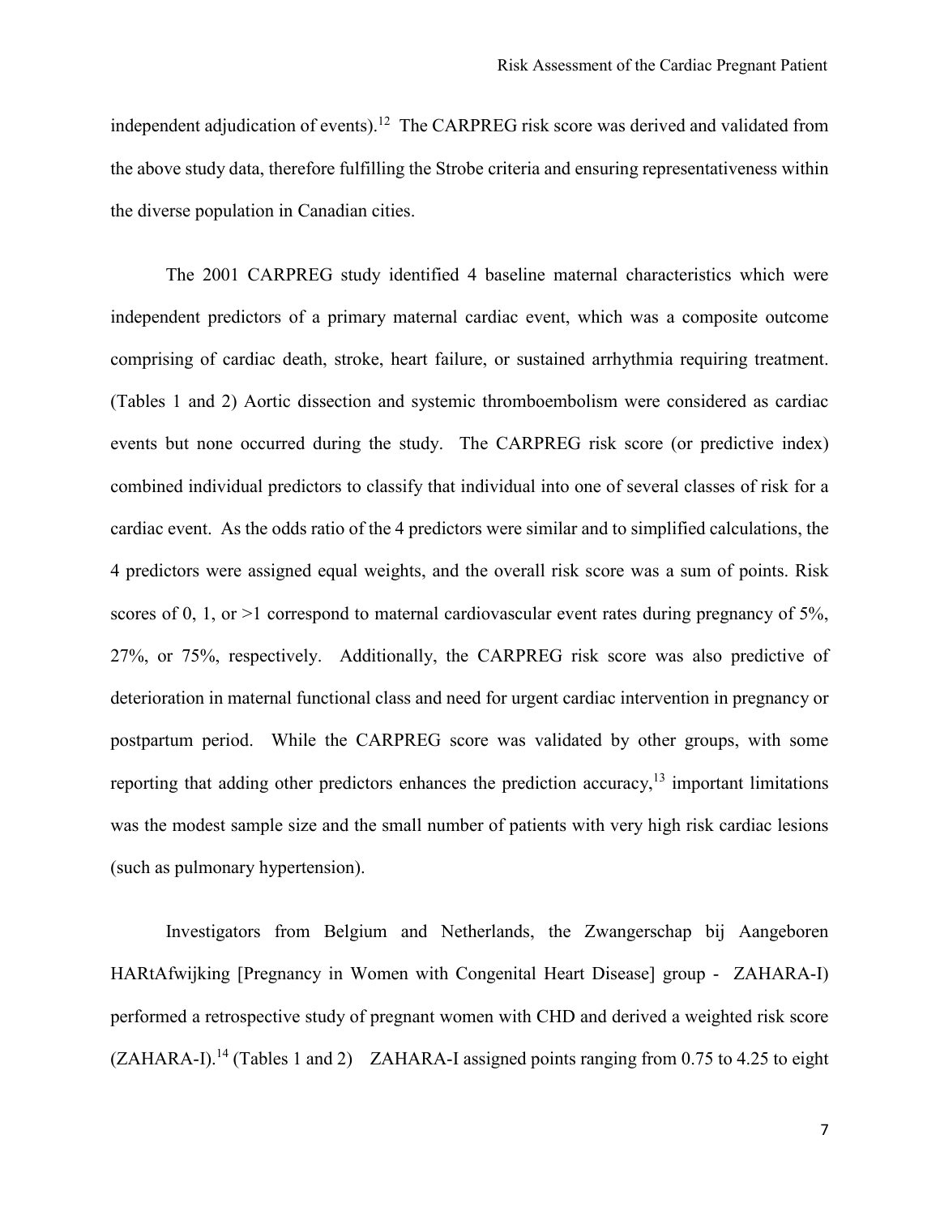independent adjudication of events).[12] The CARPREG risk score was derived and validated from the above study data, therefore fulfilling the Strobe criteria and ensuring representativeness within the diverse population in Canadian cities.

The 2001 CARPREG study identified 4 baseline maternal characteristics which were independent predictors of a primary maternal cardiac event, which was a composite outcome comprising of cardiac death, stroke, heart failure, or sustained arrhythmia requiring treatment. (Tables 1 and 2) Aortic dissection and systemic thromboembolism were considered as cardiac events but none occurred during the study. The CARPREG risk score (or predictive index) combined individual predictors to classify that individual into one of several classes of risk for a cardiac event. As the odds ratio of the 4 predictors were similar and to simplified calculations, the 4 predictors were assigned equal weights, and the overall risk score was a sum of points. Risk scores of 0, 1, or >1 correspond to maternal cardiovascular event rates during pregnancy of 5%, 27%, or 75%, respectively. Additionally, the CARPREG risk score was also predictive of deterioration in maternal functional class and need for urgent cardiac intervention in pregnancy or postpartum period. While the CARPREG score was validated by other groups, with some reporting that adding other predictors enhances the prediction accuracy,[13] important limitations was the modest sample size and the small number of patients with very high risk cardiac lesions (such as pulmonary hypertension).

Investigators from Belgium and Netherlands, the Zwangerschap bij Aangeboren HARtAfwijking [Pregnancy in Women with Congenital Heart Disease] group - ZAHARA-I) performed a retrospective study of pregnant women with CHD and derived a weighted risk score (ZAHARA-I).[14] (Tables 1 and 2) ZAHARA-I assigned points ranging from 0.75 to 4.25 to eight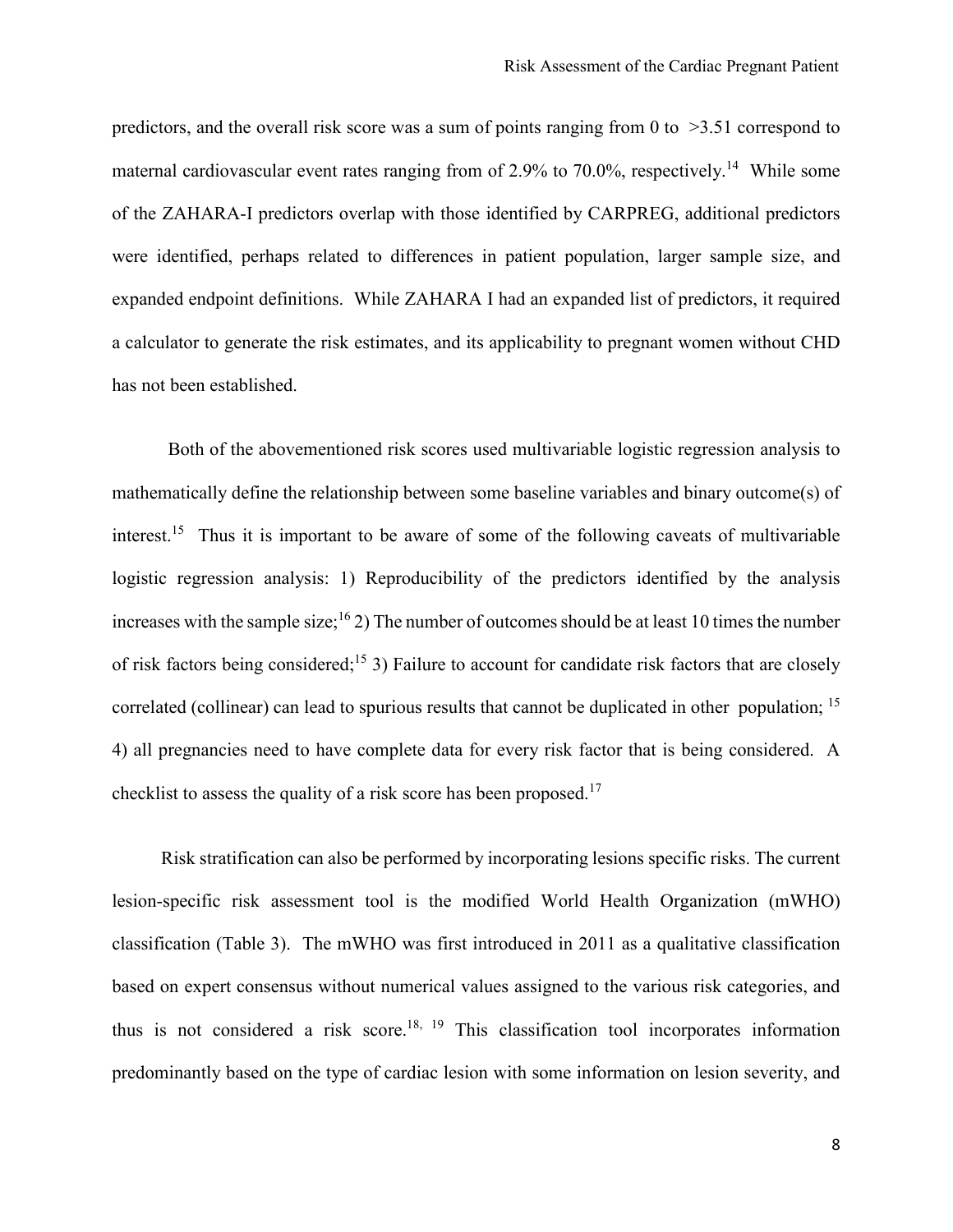predictors, and the overall risk score was a sum of points ranging from 0 to >3.51 correspond to maternal cardiovascular event rates ranging from of 2.9% to 70.0%, respectively.[14] While some of the ZAHARA-I predictors overlap with those identified by CARPREG, additional predictors were identified, perhaps related to differences in patient population, larger sample size, and expanded endpoint definitions. While ZAHARA I had an expanded list of predictors, it required a calculator to generate the risk estimates, and its applicability to pregnant women without CHD has not been established.

Both of the abovementioned risk scores used multivariable logistic regression analysis to mathematically define the relationship between some baseline variables and binary outcome(s) of interest.[15] Thus it is important to be aware of some of the following caveats of multivariable logistic regression analysis: 1) Reproducibility of the predictors identified by the analysis increases with the sample size;[16] 2) The number of outcomes should be at least 10 times the number of risk factors being considered;[15] 3) Failure to account for candidate risk factors that are closely correlated (collinear) can lead to spurious results that cannot be duplicated in other population; [15] 4) all pregnancies need to have complete data for every risk factor that is being considered. A checklist to assess the quality of a risk score has been proposed.[17]

Risk stratification can also be performed by incorporating lesions specific risks. The current lesion-specific risk assessment tool is the modified World Health Organization (mWHO) classification (Table 3). The mWHO was first introduced in 2011 as a qualitative classification based on expert consensus without numerical values assigned to the various risk categories, and thus is not considered a risk score.[18, 19] This classification tool incorporates information predominantly based on the type of cardiac lesion with some information on lesion severity, and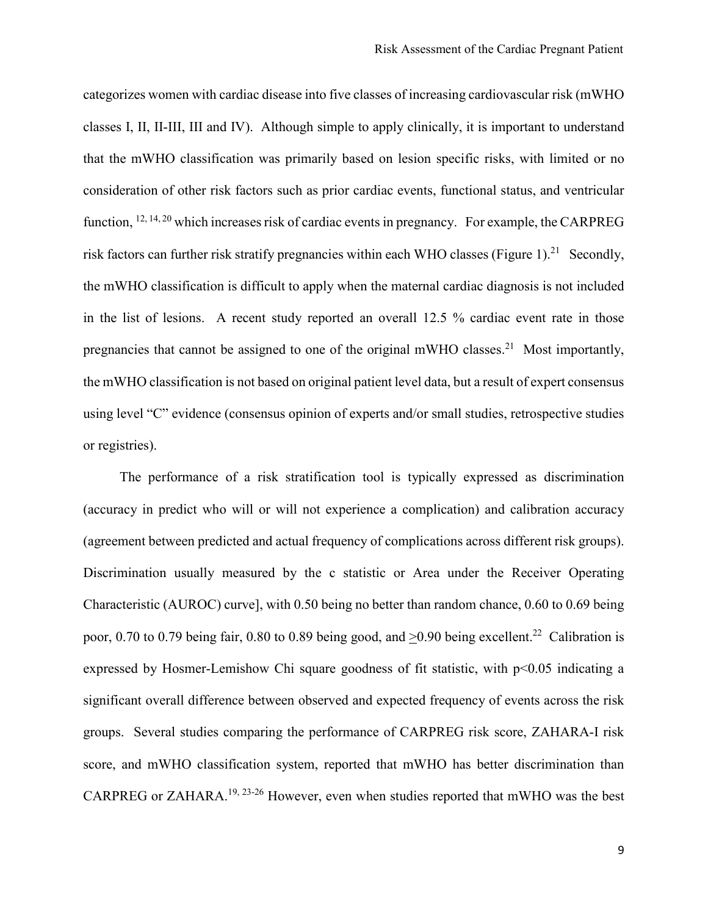categorizes women with cardiac disease into five classes of increasing cardiovascular risk (mWHO classes I, II, II-III, III and IV). Although simple to apply clinically, it is important to understand that the mWHO classification was primarily based on lesion specific risks, with limited or no consideration of other risk factors such as prior cardiac events, functional status, and ventricular function, [12, 14, 20] which increases risk of cardiac events in pregnancy. For example, the CARPREG risk factors can further risk stratify pregnancies within each WHO classes (Figure 1).[21] Secondly, the mWHO classification is difficult to apply when the maternal cardiac diagnosis is not included in the list of lesions. A recent study reported an overall 12.5 % cardiac event rate in those pregnancies that cannot be assigned to one of the original mWHO classes.[21] Most importantly, the mWHO classification is not based on original patient level data, but a result of expert consensus using level "C" evidence (consensus opinion of experts and/or small studies, retrospective studies or registries).

The performance of a risk stratification tool is typically expressed as discrimination (accuracy in predict who will or will not experience a complication) and calibration accuracy (agreement between predicted and actual frequency of complications across different risk groups). Discrimination usually measured by the c statistic or Area under the Receiver Operating Characteristic (AUROC) curve], with 0.50 being no better than random chance, 0.60 to 0.69 being poor, 0.70 to 0.79 being fair, 0.80 to 0.89 being good, and $\geq$0.90 being excellent.[22] Calibration is expressed by Hosmer-Lemishow Chi square goodness of fit statistic, with $p<0.05$ indicating a significant overall difference between observed and expected frequency of events across the risk groups. Several studies comparing the performance of CARPREG risk score, ZAHARA-I risk score, and mWHO classification system, reported that mWHO has better discrimination than CARPREG or ZAHARA.[19, 23-26] However, even when studies reported that mWHO was the best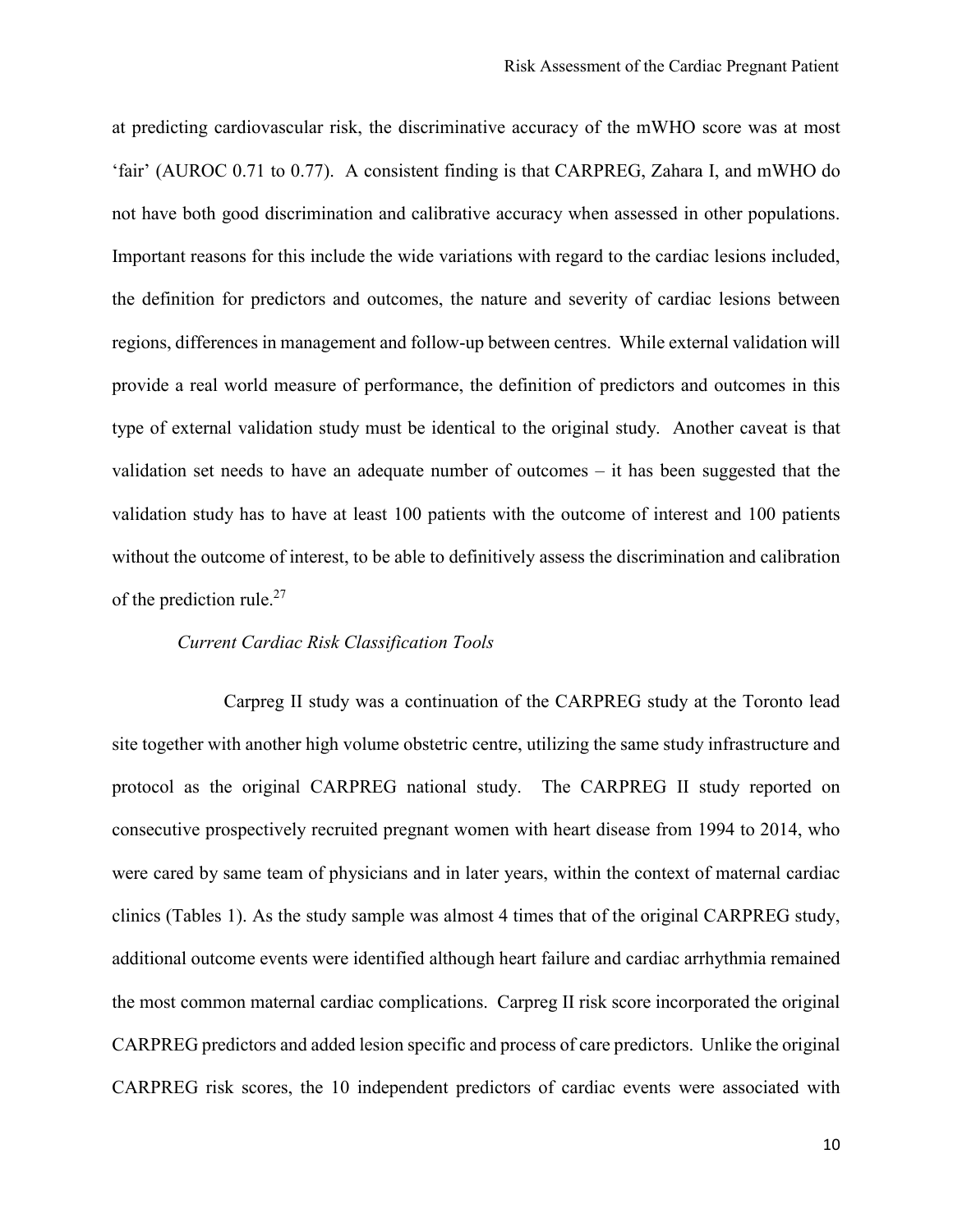at predicting cardiovascular risk, the discriminative accuracy of the mWHO score was at most 'fair' (AUROC 0.71 to 0.77). A consistent finding is that CARPREG, Zahara I, and mWHO do not have both good discrimination and calibrative accuracy when assessed in other populations. Important reasons for this include the wide variations with regard to the cardiac lesions included, the definition for predictors and outcomes, the nature and severity of cardiac lesions between regions, differences in management and follow-up between centres. While external validation will provide a real world measure of performance, the definition of predictors and outcomes in this type of external validation study must be identical to the original study. Another caveat is that validation set needs to have an adequate number of outcomes – it has been suggested that the validation study has to have at least 100 patients with the outcome of interest and 100 patients without the outcome of interest, to be able to definitively assess the discrimination and calibration of the prediction rule.[27]

*Current Cardiac Risk Classification Tools*

Carpreg II study was a continuation of the CARPREG study at the Toronto lead site together with another high volume obstetric centre, utilizing the same study infrastructure and protocol as the original CARPREG national study. The CARPREG II study reported on consecutive prospectively recruited pregnant women with heart disease from 1994 to 2014, who were cared by same team of physicians and in later years, within the context of maternal cardiac clinics (Tables 1). As the study sample was almost 4 times that of the original CARPREG study, additional outcome events were identified although heart failure and cardiac arrhythmia remained the most common maternal cardiac complications. Carpreg II risk score incorporated the original CARPREG predictors and added lesion specific and process of care predictors. Unlike the original CARPREG risk scores, the 10 independent predictors of cardiac events were associated with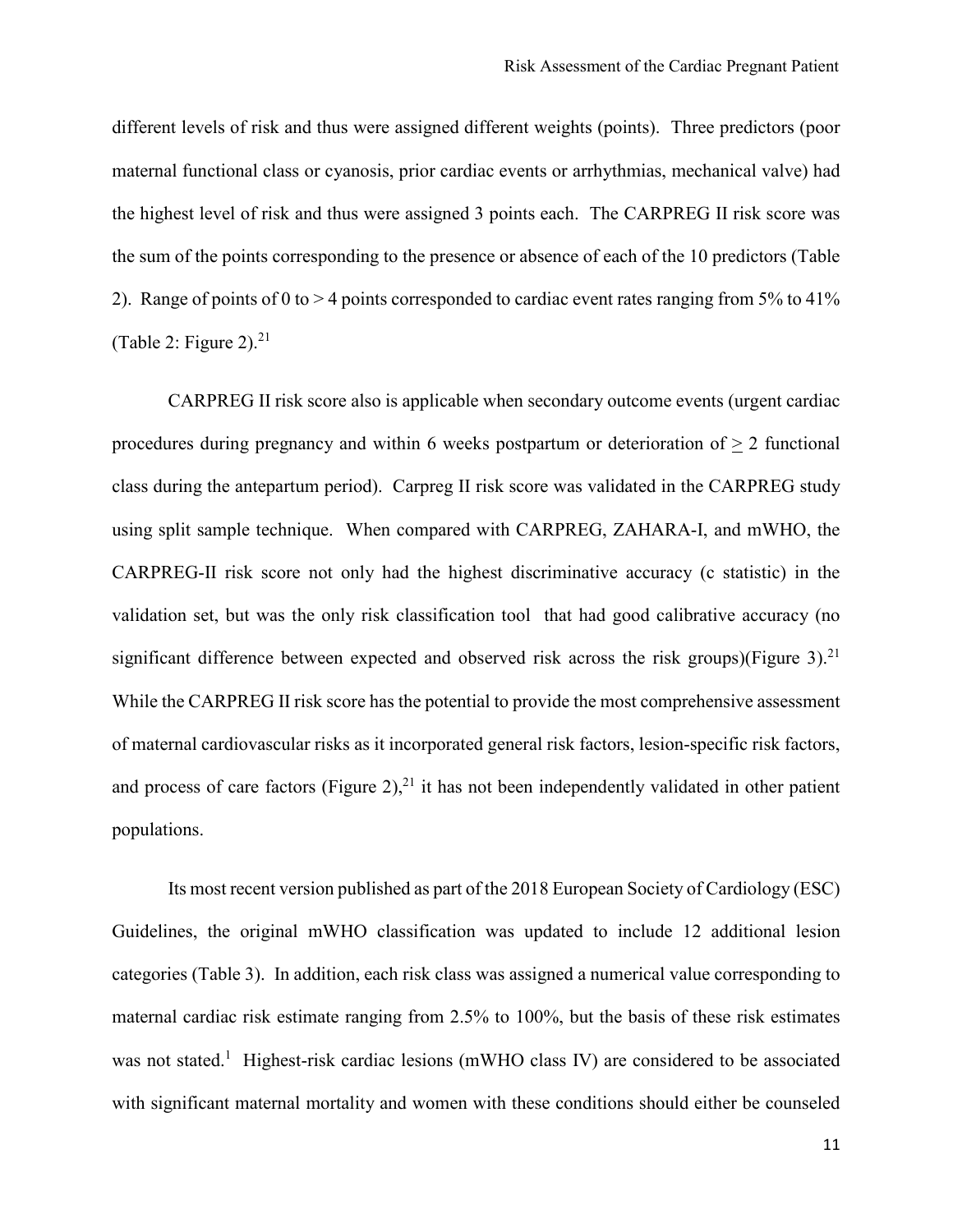different levels of risk and thus were assigned different weights (points). Three predictors (poor maternal functional class or cyanosis, prior cardiac events or arrhythmias, mechanical valve) had the highest level of risk and thus were assigned 3 points each. The CARPREG II risk score was the sum of the points corresponding to the presence or absence of each of the 10 predictors (Table 2). Range of points of 0 to > 4 points corresponded to cardiac event rates ranging from 5% to 41% (Table 2: Figure 2).[21]

CARPREG II risk score also is applicable when secondary outcome events (urgent cardiac procedures during pregnancy and within 6 weeks postpartum or deterioration of $\geq$ 2 functional class during the antepartum period). Carpreg II risk score was validated in the CARPREG study using split sample technique. When compared with CARPREG, ZAHARA-I, and mWHO, the CARPREG-II risk score not only had the highest discriminative accuracy (c statistic) in the validation set, but was the only risk classification tool that had good calibrative accuracy (no significant difference between expected and observed risk across the risk groups)(Figure 3).[21] While the CARPREG II risk score has the potential to provide the most comprehensive assessment of maternal cardiovascular risks as it incorporated general risk factors, lesion-specific risk factors, and process of care factors (Figure 2),[21] it has not been independently validated in other patient populations.

Its most recent version published as part of the 2018 European Society of Cardiology (ESC) Guidelines, the original mWHO classification was updated to include 12 additional lesion categories (Table 3). In addition, each risk class was assigned a numerical value corresponding to maternal cardiac risk estimate ranging from 2.5% to 100%, but the basis of these risk estimates was not stated.[1] Highest-risk cardiac lesions (mWHO class IV) are considered to be associated with significant maternal mortality and women with these conditions should either be counseled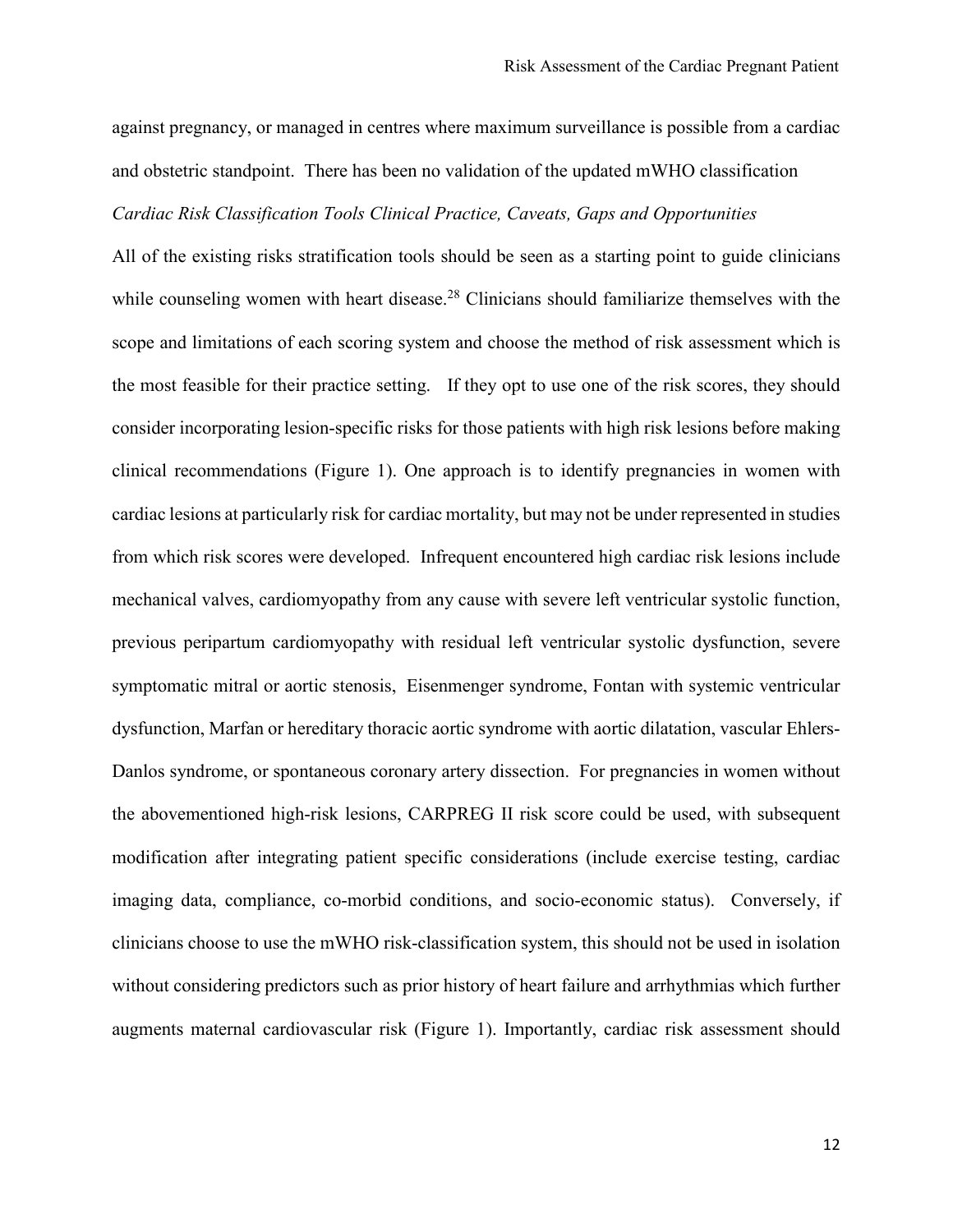against pregnancy, or managed in centres where maximum surveillance is possible from a cardiac and obstetric standpoint. There has been no validation of the updated mWHO classification

*Cardiac Risk Classification Tools Clinical Practice, Caveats, Gaps and Opportunities*

All of the existing risks stratification tools should be seen as a starting point to guide clinicians while counseling women with heart disease.[28] Clinicians should familiarize themselves with the scope and limitations of each scoring system and choose the method of risk assessment which is the most feasible for their practice setting. If they opt to use one of the risk scores, they should consider incorporating lesion-specific risks for those patients with high risk lesions before making clinical recommendations (Figure 1). One approach is to identify pregnancies in women with cardiac lesions at particularly risk for cardiac mortality, but may not be under represented in studies from which risk scores were developed. Infrequent encountered high cardiac risk lesions include mechanical valves, cardiomyopathy from any cause with severe left ventricular systolic function, previous peripartum cardiomyopathy with residual left ventricular systolic dysfunction, severe symptomatic mitral or aortic stenosis, Eisenmenger syndrome, Fontan with systemic ventricular dysfunction, Marfan or hereditary thoracic aortic syndrome with aortic dilatation, vascular Ehlers-Danlos syndrome, or spontaneous coronary artery dissection. For pregnancies in women without the abovementioned high-risk lesions, CARPREG II risk score could be used, with subsequent modification after integrating patient specific considerations (include exercise testing, cardiac imaging data, compliance, co-morbid conditions, and socio-economic status). Conversely, if clinicians choose to use the mWHO risk-classification system, this should not be used in isolation without considering predictors such as prior history of heart failure and arrhythmias which further augments maternal cardiovascular risk (Figure 1). Importantly, cardiac risk assessment should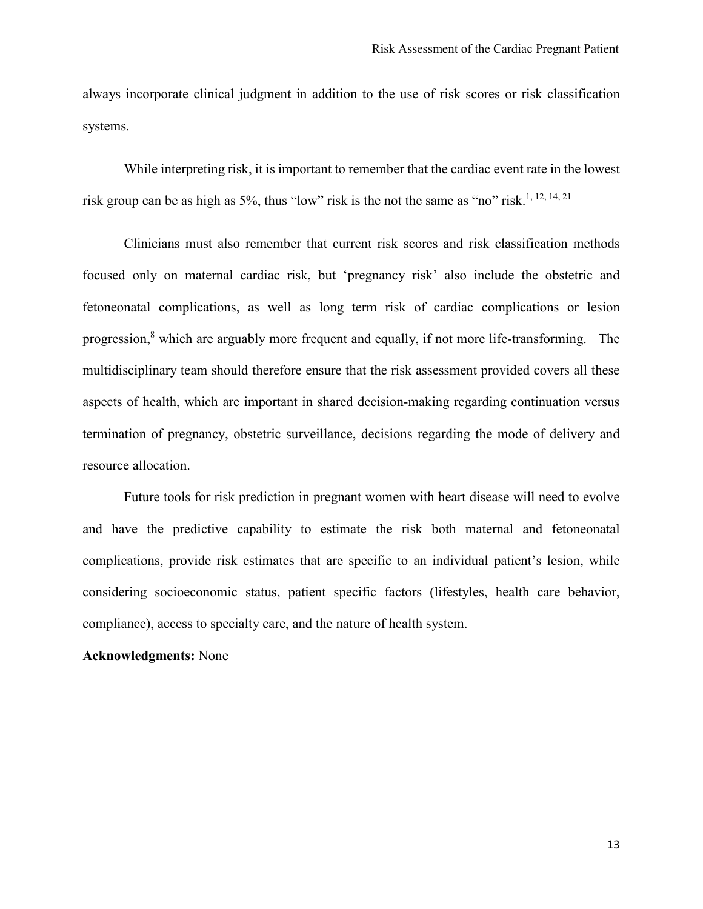always incorporate clinical judgment in addition to the use of risk scores or risk classification systems.

While interpreting risk, it is important to remember that the cardiac event rate in the lowest risk group can be as high as 5%, thus “low” risk is the not the same as “no” risk.[1, 12, 14, 21]

Clinicians must also remember that current risk scores and risk classification methods focused only on maternal cardiac risk, but ‘pregnancy risk’ also include the obstetric and fetoneonatal complications, as well as long term risk of cardiac complications or lesion progression,[8] which are arguably more frequent and equally, if not more life-transforming. The multidisciplinary team should therefore ensure that the risk assessment provided covers all these aspects of health, which are important in shared decision-making regarding continuation versus termination of pregnancy, obstetric surveillance, decisions regarding the mode of delivery and resource allocation.

Future tools for risk prediction in pregnant women with heart disease will need to evolve and have the predictive capability to estimate the risk both maternal and fetoneonatal complications, provide risk estimates that are specific to an individual patient’s lesion, while considering socioeconomic status, patient specific factors (lifestyles, health care behavior, compliance), access to specialty care, and the nature of health system.

**Acknowledgments:** None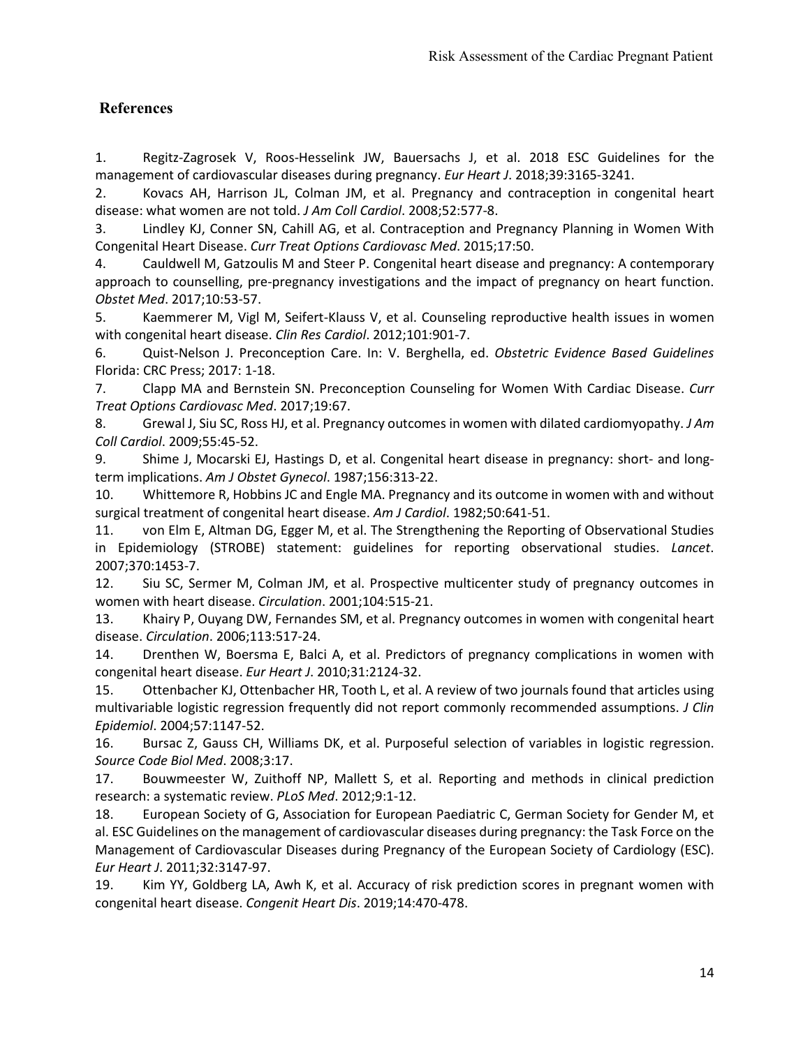## References

1. Regitz-Zagrosek V, Roos-Hesselink JW, Bauersachs J, et al. 2018 ESC Guidelines for the management of cardiovascular diseases during pregnancy. *Eur Heart J*. 2018;39:3165-3241.
2. Kovacs AH, Harrison JL, Colman JM, et al. Pregnancy and contraception in congenital heart disease: what women are not told. *J Am Coll Cardiol*. 2008;52:577-8.
3. Lindley KJ, Conner SN, Cahill AG, et al. Contraception and Pregnancy Planning in Women With Congenital Heart Disease. *Curr Treat Options Cardiovasc Med*. 2015;17:50.
4. Cauldwell M, Gatzoulis M and Steer P. Congenital heart disease and pregnancy: A contemporary approach to counselling, pre-pregnancy investigations and the impact of pregnancy on heart function. *Obstet Med*. 2017;10:53-57.
5. Kaemmerer M, Vigl M, Seifert-Klauss V, et al. Counseling reproductive health issues in women with congenital heart disease. *Clin Res Cardiol*. 2012;101:901-7.
6. Quist-Nelson J. Preconception Care. In: V. Berghella, ed. *Obstetric Evidence Based Guidelines* Florida: CRC Press; 2017: 1-18.
7. Clapp MA and Bernstein SN. Preconception Counseling for Women With Cardiac Disease. *Curr Treat Options Cardiovasc Med*. 2017;19:67.
8. Grewal J, Siu SC, Ross HJ, et al. Pregnancy outcomes in women with dilated cardiomyopathy. *J Am Coll Cardiol*. 2009;55:45-52.
9. Shime J, Mocarski EJ, Hastings D, et al. Congenital heart disease in pregnancy: short- and long-term implications. *Am J Obstet Gynecol*. 1987;156:313-22.
10. Whittemore R, Hobbins JC and Engle MA. Pregnancy and its outcome in women with and without surgical treatment of congenital heart disease. *Am J Cardiol*. 1982;50:641-51.
11. von Elm E, Altman DG, Egger M, et al. The Strengthening the Reporting of Observational Studies in Epidemiology (STROBE) statement: guidelines for reporting observational studies. *Lancet*. 2007;370:1453-7.
12. Siu SC, Sermer M, Colman JM, et al. Prospective multicenter study of pregnancy outcomes in women with heart disease. *Circulation*. 2001;104:515-21.
13. Khairy P, Ouyang DW, Fernandes SM, et al. Pregnancy outcomes in women with congenital heart disease. *Circulation*. 2006;113:517-24.
14. Drenthen W, Boersma E, Balci A, et al. Predictors of pregnancy complications in women with congenital heart disease. *Eur Heart J*. 2010;31:2124-32.
15. Ottenbacher KJ, Ottenbacher HR, Tooth L, et al. A review of two journals found that articles using multivariable logistic regression frequently did not report commonly recommended assumptions. *J Clin Epidemiol*. 2004;57:1147-52.
16. Bursac Z, Gauss CH, Williams DK, et al. Purposeful selection of variables in logistic regression. *Source Code Biol Med*. 2008;3:17.
17. Bouwmeester W, Zuithoff NP, Mallett S, et al. Reporting and methods in clinical prediction research: a systematic review. *PLoS Med*. 2012;9:1-12.
18. European Society of G, Association for European Paediatric C, German Society for Gender M, et al. ESC Guidelines on the management of cardiovascular diseases during pregnancy: the Task Force on the Management of Cardiovascular Diseases during Pregnancy of the European Society of Cardiology (ESC). *Eur Heart J*. 2011;32:3147-97.
19. Kim YY, Goldberg LA, Awh K, et al. Accuracy of risk prediction scores in pregnant women with congenital heart disease. *Congenit Heart Dis*. 2019;14:470-478.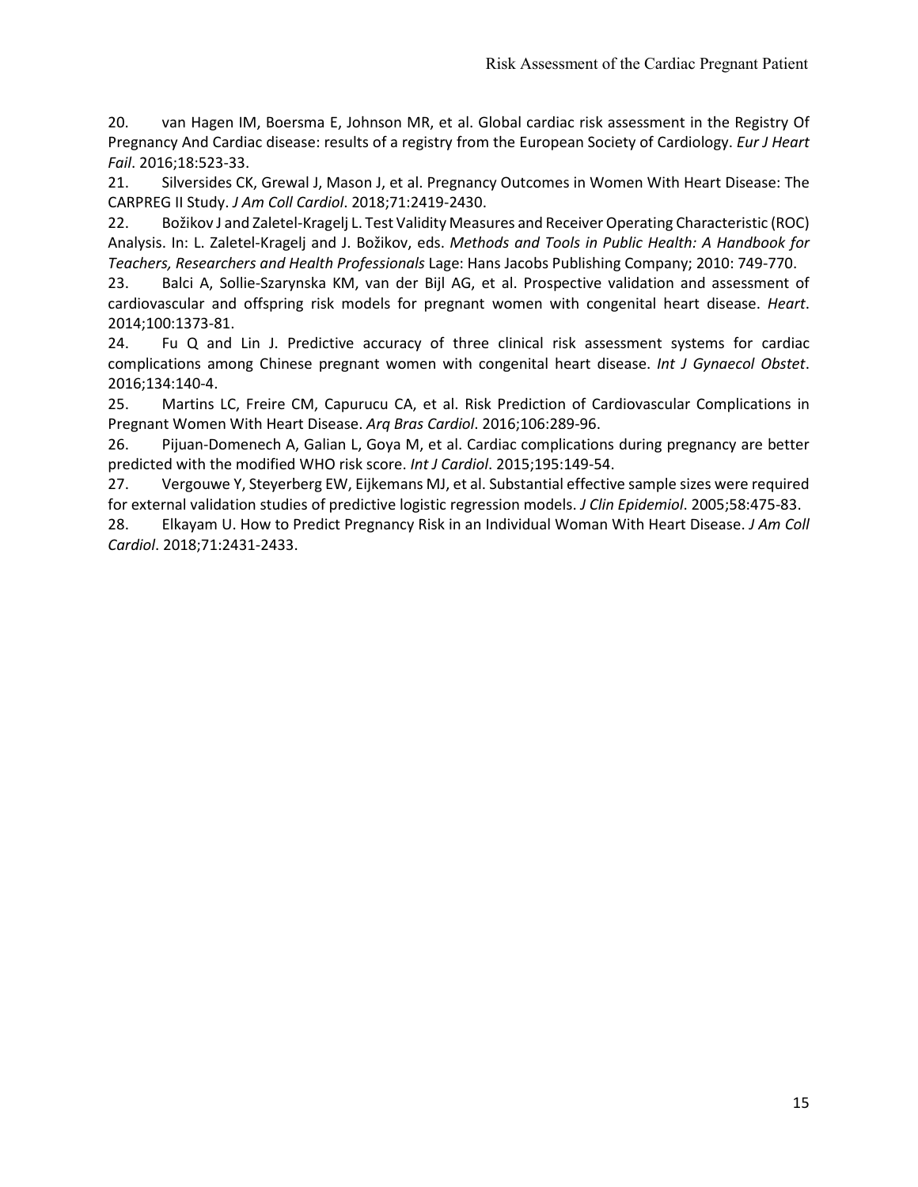20. van Hagen IM, Boersma E, Johnson MR, et al. Global cardiac risk assessment in the Registry Of Pregnancy And Cardiac disease: results of a registry from the European Society of Cardiology. *Eur J Heart Fail*. 2016;18:523-33.

21. Silversides CK, Grewal J, Mason J, et al. Pregnancy Outcomes in Women With Heart Disease: The CARPREG II Study. *J Am Coll Cardiol*. 2018;71:2419-2430.

22. Božikov J and Zaletel-Kragelj L. Test Validity Measures and Receiver Operating Characteristic (ROC) Analysis. In: L. Zaletel-Kragelj and J. Božikov, eds. *Methods and Tools in Public Health: A Handbook for Teachers, Researchers and Health Professionals* Lage: Hans Jacobs Publishing Company; 2010: 749-770.

23. Balci A, Sollie-Szarynska KM, van der Bijl AG, et al. Prospective validation and assessment of cardiovascular and offspring risk models for pregnant women with congenital heart disease. *Heart*. 2014;100:1373-81.

24. Fu Q and Lin J. Predictive accuracy of three clinical risk assessment systems for cardiac complications among Chinese pregnant women with congenital heart disease. *Int J Gynaecol Obstet*. 2016;134:140-4.

25. Martins LC, Freire CM, Capurucu CA, et al. Risk Prediction of Cardiovascular Complications in Pregnant Women With Heart Disease. *Arq Bras Cardiol*. 2016;106:289-96.

26. Pijuan-Domenech A, Galian L, Goya M, et al. Cardiac complications during pregnancy are better predicted with the modified WHO risk score. *Int J Cardiol*. 2015;195:149-54.

27. Vergouwe Y, Steyerberg EW, Eijkemans MJ, et al. Substantial effective sample sizes were required for external validation studies of predictive logistic regression models. *J Clin Epidemiol*. 2005;58:475-83.

28. Elkayam U. How to Predict Pregnancy Risk in an Individual Woman With Heart Disease. *J Am Coll Cardiol*. 2018;71:2431-2433.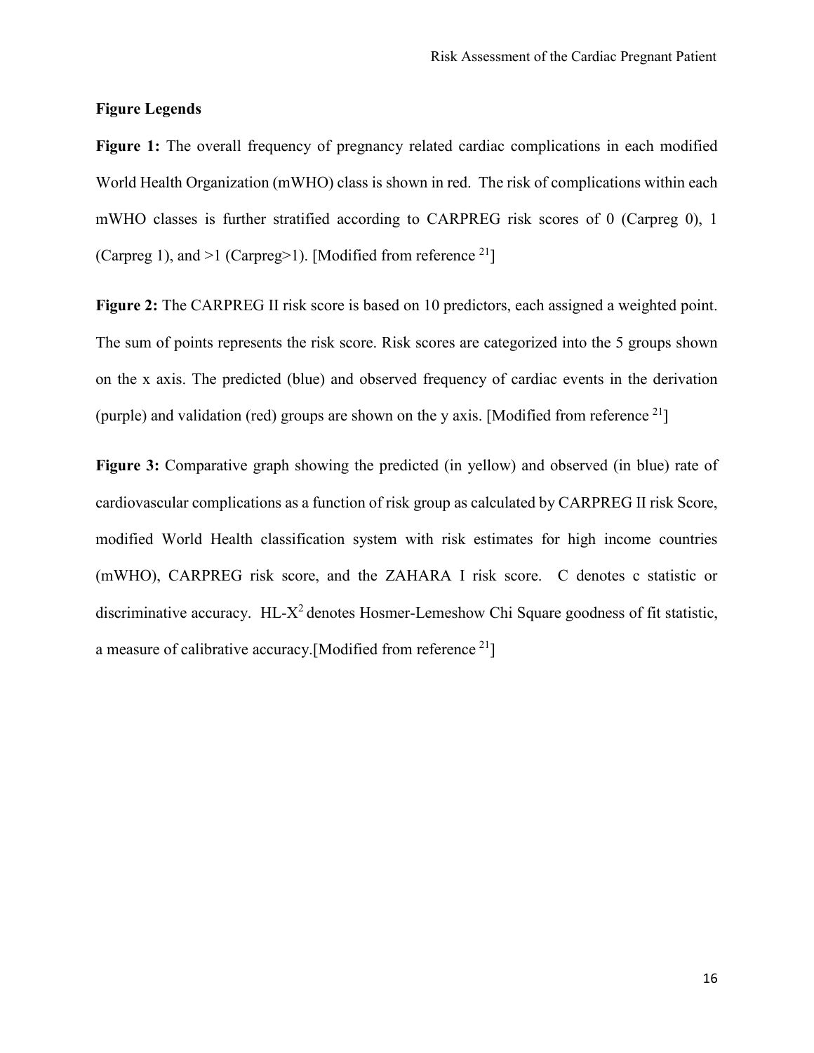**Figure Legends**

**Figure 1:** The overall frequency of pregnancy related cardiac complications in each modified World Health Organization (mWHO) class is shown in red. The risk of complications within each mWHO classes is further stratified according to CARPREG risk scores of 0 (Carpreg 0), 1 (Carpreg 1), and >1 (Carpreg>1). [Modified from reference [21]]

**Figure 2:** The CARPREG II risk score is based on 10 predictors, each assigned a weighted point. The sum of points represents the risk score. Risk scores are categorized into the 5 groups shown on the x axis. The predicted (blue) and observed frequency of cardiac events in the derivation (purple) and validation (red) groups are shown on the y axis. [Modified from reference [21]]

**Figure 3:** Comparative graph showing the predicted (in yellow) and observed (in blue) rate of cardiovascular complications as a function of risk group as calculated by CARPREG II risk Score, modified World Health classification system with risk estimates for high income countries (mWHO), CARPREG risk score, and the ZAHARA I risk score. C denotes c statistic or discriminative accuracy. HL-$X^2$ denotes Hosmer-Lemeshow Chi Square goodness of fit statistic, a measure of calibrative accuracy.[Modified from reference [21]]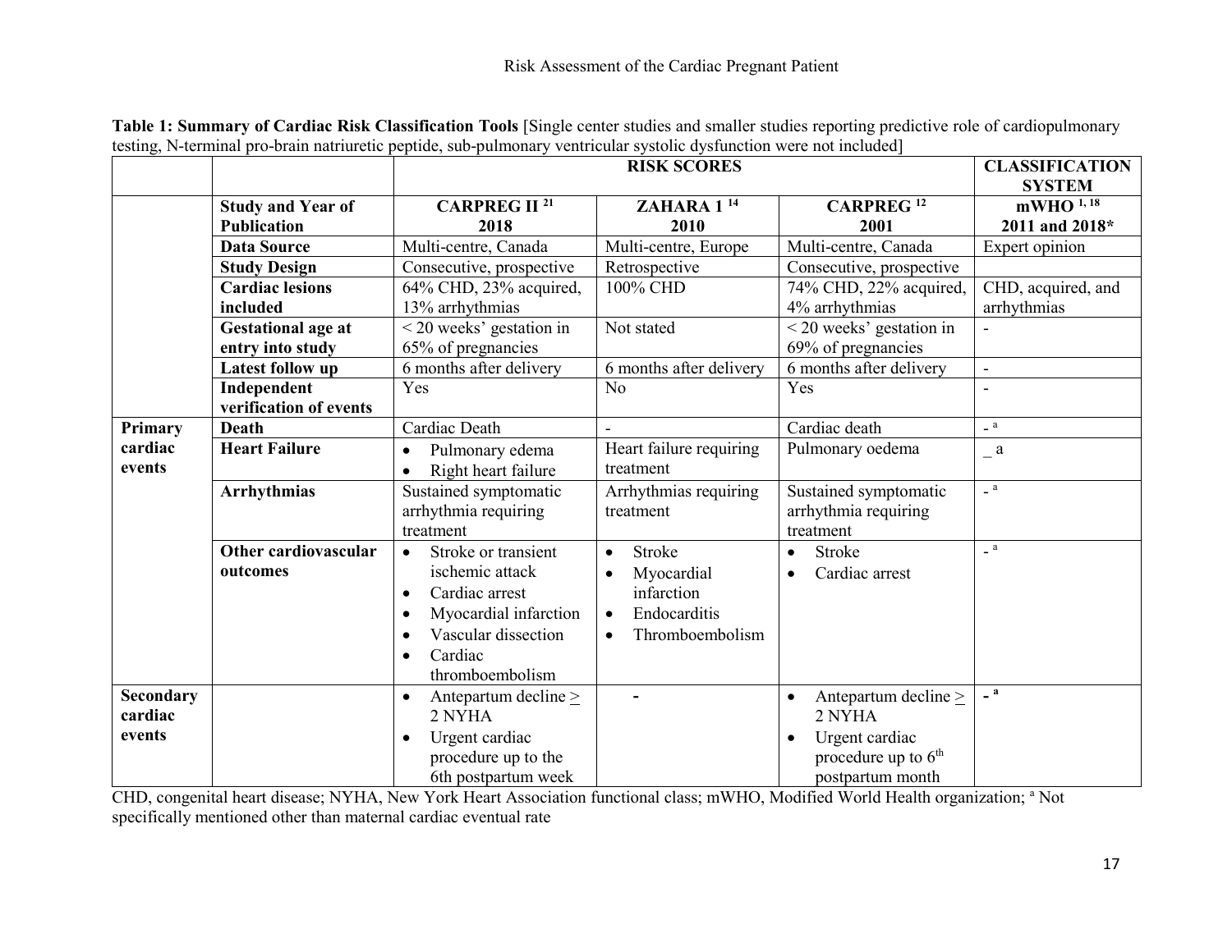**Table 1: Summary of Cardiac Risk Classification Tools** [Single center studies and smaller studies reporting predictive role of cardiopulmonary testing, N-terminal pro-brain natriuretic peptide, sub-pulmonary ventricular systolic dysfunction were not included]

| | | RISK SCORES | | | CLASSIFICATION SYSTEM |
|---|---|---|---|---|---|
| | **Study and Year of Publication** | **CARPREG II [21] 2018** | **ZAHARA 1 [14] 2010** | **CARPREG [12] 2001** | **mWHO [1, 18] 2011 and 2018*** |
| | **Data Source** | Multi-centre, Canada | Multi-centre, Europe | Multi-centre, Canada | Expert opinion |
| | **Study Design** | Consecutive, prospective | Retrospective | Consecutive, prospective | |
| | **Cardiac lesions included** | 64% CHD, 23% acquired, 13% arrhythmias | 100% CHD | 74% CHD, 22% acquired, 4% arrhythmias | CHD, acquired, and arrhythmias |
| | **Gestational age at entry into study** | < 20 weeks' gestation in 65% of pregnancies | Not stated | < 20 weeks' gestation in 69% of pregnancies | - |
| | **Latest follow up** | 6 months after delivery | 6 months after delivery | 6 months after delivery | - |
| | **Independent verification of events** | Yes | No | Yes | - |
| **Primary cardiac events** | **Death** | Cardiac Death | - | Cardiac death | - [a] |
| | **Heart Failure** | • Pulmonary edema<br>• Right heart failure | Heart failure requiring treatment | Pulmonary oedema | _ a |
| | **Arrhythmias** | Sustained symptomatic arrhythmia requiring treatment | Arrhythmias requiring treatment | Sustained symptomatic arrhythmia requiring treatment | - [a] |
| | **Other cardiovascular outcomes** | • Stroke or transient ischemic attack<br>• Cardiac arrest<br>• Myocardial infarction<br>• Vascular dissection<br>• Cardiac thromboembolism | • Stroke<br>• Myocardial infarction<br>• Endocarditis<br>• Thromboembolism | • Stroke<br>• Cardiac arrest | - [a] |
| **Secondary cardiac events** | | • Antepartum decline ≥ 2 NYHA<br>• Urgent cardiac procedure up to the 6th postpartum week | - | • Antepartum decline ≥ 2 NYHA<br>• Urgent cardiac procedure up to 6th postpartum month | - [a] |

CHD, congenital heart disease; NYHA, New York Heart Association functional class; mWHO, Modified World Health organization; [a] Not specifically mentioned other than maternal cardiac eventual rate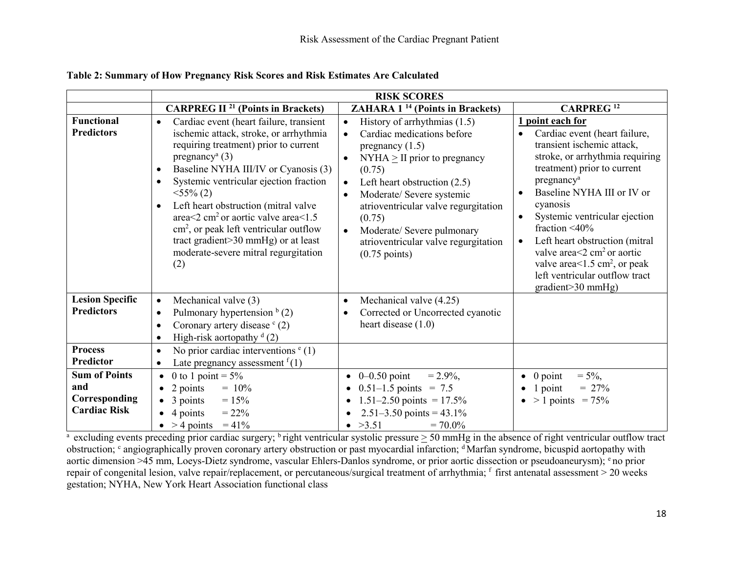**Table 2: Summary of How Pregnancy Risk Scores and Risk Estimates Are Calculated**

| | RISK SCORES | | |
|---|---|---|---|
| | **CARPREG II [21] (Points in Brackets)** | **ZAHARA 1 [14] (Points in Brackets)** | **CARPREG [12]** |
| **Functional Predictors** | • Cardiac event (heart failure, transient ischemic attack, stroke, or arrhythmia requiring treatment) prior to current pregnancy[a] (3)<br>• Baseline NYHA III/IV or Cyanosis (3)<br>• Systemic ventricular ejection fraction <55% (2)<br>• Left heart obstruction (mitral valve area<2 $cm^2$ or aortic valve area<1.5 $cm^2$, or peak left ventricular outflow tract gradient>30 mmHg) or at least moderate-severe mitral regurgitation (2) | • History of arrhythmias (1.5)<br>• Cardiac medications before pregnancy (1.5)<br>• NYHA $\geq$ II prior to pregnancy (0.75)<br>• Left heart obstruction (2.5)<br>• Moderate/ Severe systemic atrioventricular valve regurgitation (0.75)<br>• Moderate/ Severe pulmonary atrioventricular valve regurgitation (0.75 points) | **1 point each for**<br>• Cardiac event (heart failure, transient ischemic attack, stroke, or arrhythmia requiring treatment) prior to current pregnancy[a]<br>• Baseline NYHA III or IV or cyanosis<br>• Systemic ventricular ejection fraction <40%<br>• Left heart obstruction (mitral valve area<2 $cm^2$ or aortic valve area<1.5 $cm^2$, or peak left ventricular outflow tract gradient>30 mmHg) |
| **Lesion Specific Predictors** | • Mechanical valve (3)<br>• Pulmonary hypertension [b] (2)<br>• Coronary artery disease [c] (2)<br>• High-risk aortopathy [d] (2) | • Mechanical valve (4.25)<br>• Corrected or Uncorrected cyanotic heart disease (1.0) | |
| **Process Predictor** | • No prior cardiac interventions [e] (1)<br>• Late pregnancy assessment [f] (1) | | |
| **Sum of Points and Corresponding Cardiac Risk** | • 0 to 1 point = 5%<br>• 2 points = 10%<br>• 3 points = 15%<br>• 4 points = 22%<br>• > 4 points = 41% | • 0–0.50 point = 2.9%,<br>• 0.51–1.5 points = 7.5<br>• 1.51–2.50 points = 17.5%<br>• 2.51–3.50 points = 43.1%<br>• >3.51 = 70.0% | • 0 point = 5%,<br>• 1 point = 27%<br>• > 1 points = 75% |

[a] excluding events preceding prior cardiac surgery; [b] right ventricular systolic pressure $\geq$ 50 mmHg in the absence of right ventricular outflow tract obstruction; [c] angiographically proven coronary artery obstruction or past myocardial infarction; [d] Marfan syndrome, bicuspid aortopathy with aortic dimension >45 mm, Loeys-Dietz syndrome, vascular Ehlers-Danlos syndrome, or prior aortic dissection or pseudoaneurysm); [e] no prior repair of congenital lesion, valve repair/replacement, or percutaneous/surgical treatment of arrhythmia; [f] first antenatal assessment > 20 weeks gestation; NYHA, New York Heart Association functional class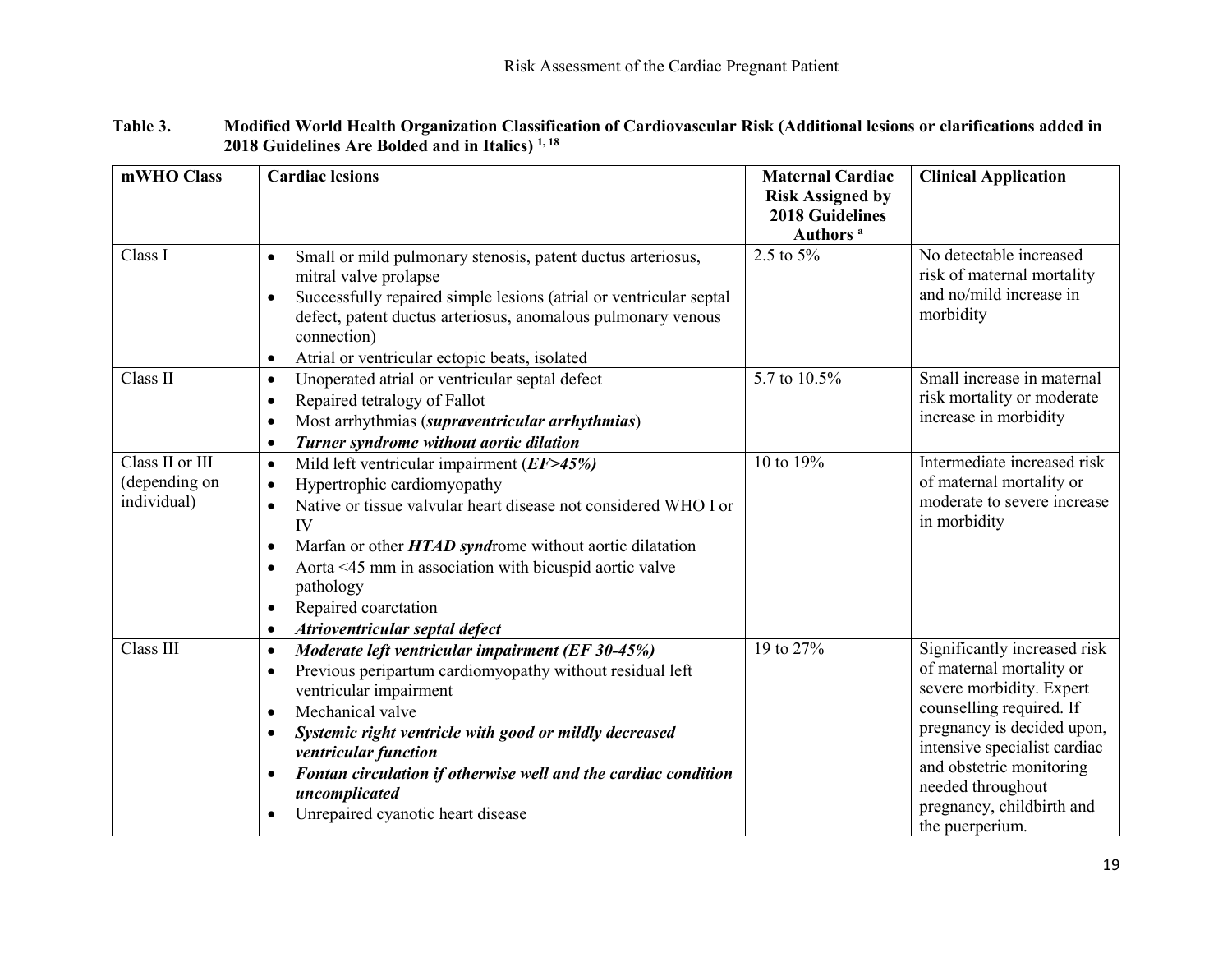**Table 3. Modified World Health Organization Classification of Cardiovascular Risk (Additional lesions or clarifications added in 2018 Guidelines Are Bolded and in Italics) [1, 18]**

| mWHO Class | Cardiac lesions | Maternal Cardiac Risk Assigned by 2018 Guidelines Authors [a] | Clinical Application |
|---|---|---|---|
| Class I | • Small or mild pulmonary stenosis, patent ductus arteriosus, mitral valve prolapse<br>• Successfully repaired simple lesions (atrial or ventricular septal defect, patent ductus arteriosus, anomalous pulmonary venous connection)<br>• Atrial or ventricular ectopic beats, isolated | 2.5 to 5% | No detectable increased risk of maternal mortality and no/mild increase in morbidity |
| Class II | • Unoperated atrial or ventricular septal defect<br>• Repaired tetralogy of Fallot<br>• Most arrhythmias (***supraventricular arrhythmias***)<br>• ***Turner syndrome without aortic dilation*** | 5.7 to 10.5% | Small increase in maternal risk mortality or moderate increase in morbidity |
| Class II or III (depending on individual) | • Mild left ventricular impairment (***EF>45%)***<br>• Hypertrophic cardiomyopathy<br>• Native or tissue valvular heart disease not considered WHO I or IV<br>• Marfan or other ***HTAD synd***rome without aortic dilatation<br>• Aorta <45 mm in association with bicuspid aortic valve pathology<br>• Repaired coarctation<br>• ***Atrioventricular septal defect*** | 10 to 19% | Intermediate increased risk of maternal mortality or moderate to severe increase in morbidity |
| Class III | • ***Moderate left ventricular impairment (EF 30-45%)***<br>• Previous peripartum cardiomyopathy without residual left ventricular impairment<br>• Mechanical valve<br>• ***Systemic right ventricle with good or mildly decreased ventricular function***<br>• ***Fontan circulation if otherwise well and the cardiac condition uncomplicated***<br>• Unrepaired cyanotic heart disease | 19 to 27% | Significantly increased risk of maternal mortality or severe morbidity. Expert counselling required. If pregnancy is decided upon, intensive specialist cardiac and obstetric monitoring needed throughout pregnancy, childbirth and the puerperium. |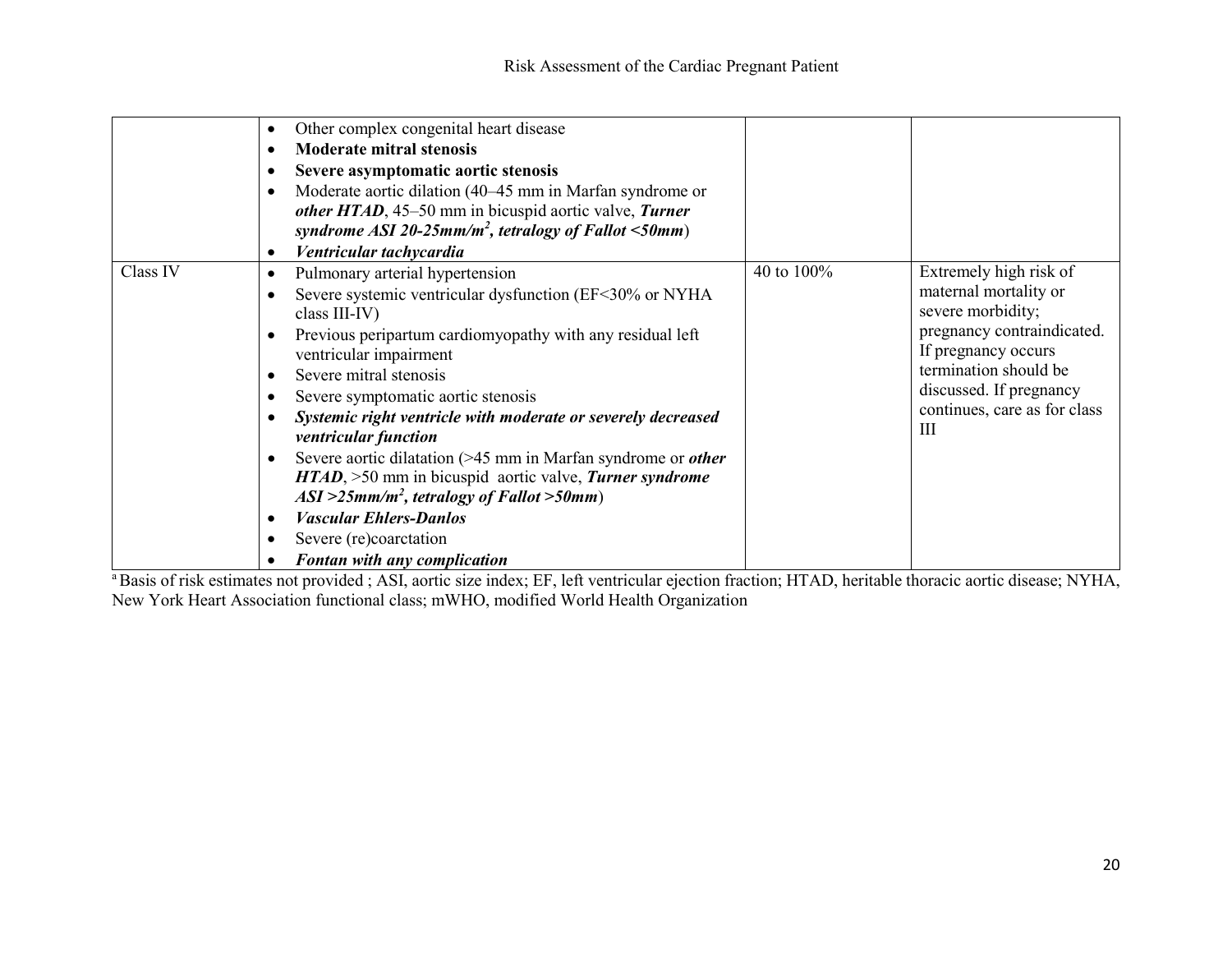| | | | |
|---|---|---|---|
| | • Other complex congenital heart disease<br>• **Moderate mitral stenosis**<br>• **Severe asymptomatic aortic stenosis**<br>• Moderate aortic dilation (40–45 mm in Marfan syndrome or ***other HTAD***, 45–50 mm in bicuspid aortic valve, ***Turner syndrome ASI 20-25mm/m²***, ***tetralogy of Fallot <50mm***)<br>• ***Ventricular tachycardia*** | | |
| Class IV | • Pulmonary arterial hypertension<br>• Severe systemic ventricular dysfunction (EF<30% or NYHA class III-IV)<br>• Previous peripartum cardiomyopathy with any residual left ventricular impairment<br>• Severe mitral stenosis<br>• Severe symptomatic aortic stenosis<br>• ***Systemic right ventricle with moderate or severely decreased ventricular function***<br>• Severe aortic dilatation (>45 mm in Marfan syndrome or ***other HTAD***, >50 mm in bicuspid aortic valve, ***Turner syndrome ASI >25mm/m²***, ***tetralogy of Fallot >50mm***)<br>• ***Vascular Ehlers-Danlos***<br>• Severe (re)coarctation<br>• ***Fontan with any complication*** | 40 to 100% | Extremely high risk of maternal mortality or severe morbidity; pregnancy contraindicated. If pregnancy occurs termination should be discussed. If pregnancy continues, care as for class III |

[a] Basis of risk estimates not provided ; ASI, aortic size index; EF, left ventricular ejection fraction; HTAD, heritable thoracic aortic disease; NYHA, New York Heart Association functional class; mWHO, modified World Health Organization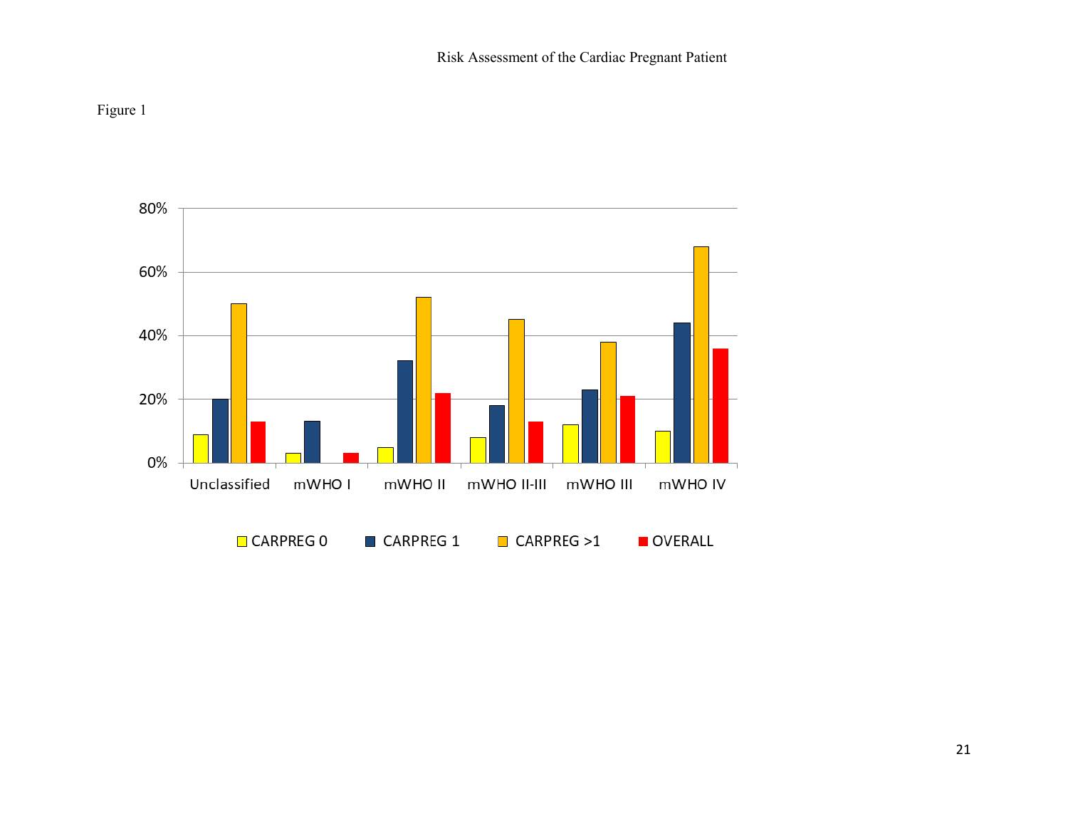Figure 1

| | Unclassified | mWHO I | mWHO II | mWHO II-III | mWHO III | mWHO IV |
|---|---|---|---|---|---|---|
| CARPREG 0 | 9% | 3% | 5% | 8% | 12% | 10% |
| CARPREG 1 | 20% | 13% | 32% | 18% | 23% | 44% |
| CARPREG >1 | 50% | | 52% | 45% | 38% | 68% |
| OVERALL | 13% | 3% | 22% | 13% | 21% | 36% |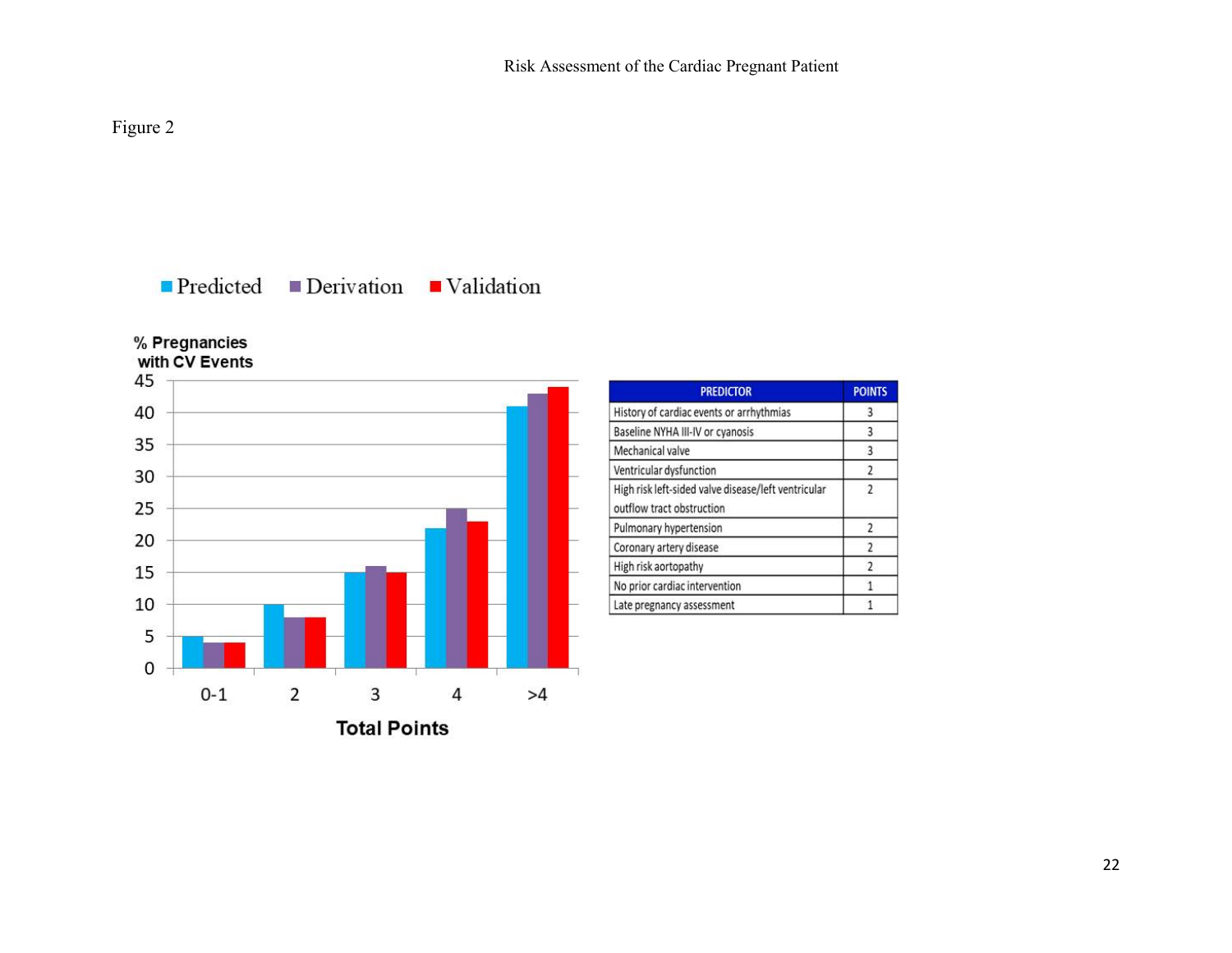Figure 2

■ Predicted ■ Derivation ■ Validation

% Pregnancies with CV Events

| Total Points | Predicted | Derivation | Validation |
| --- | --- | --- | --- |
| 0-1 | 5 | 4 | 4 |
| 2 | 10 | 8 | 8 |
| 3 | 15 | 16 | 15 |
| 4 | 22 | 25 | 23 |
| >4 | 41 | 43 | 44 |

Total Points

| PREDICTOR | POINTS |
| --- | --- |
| History of cardiac events or arrhythmias | 3 |
| Baseline NYHA III-IV or cyanosis | 3 |
| Mechanical valve | 3 |
| Ventricular dysfunction | 2 |
| High risk left-sided valve disease/left ventricular outflow tract obstruction | 2 |
| Pulmonary hypertension | 2 |
| Coronary artery disease | 2 |
| High risk aortopathy | 2 |
| No prior cardiac intervention | 1 |
| Late pregnancy assessment | 1 |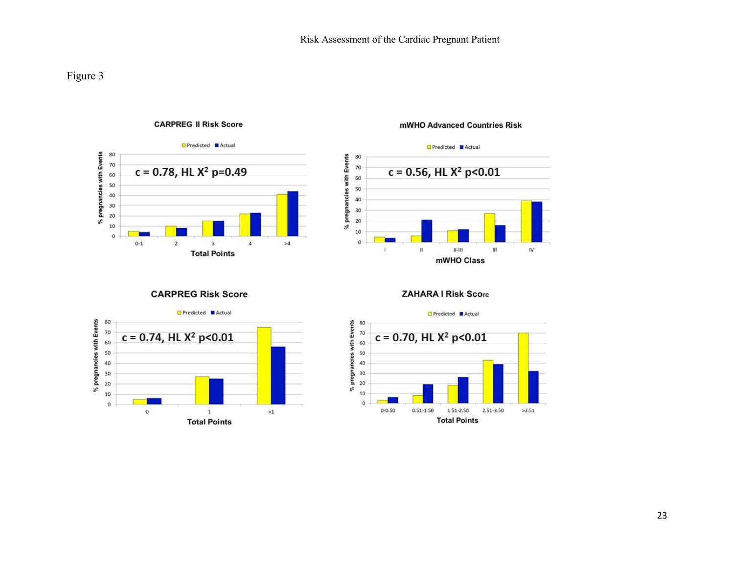Figure 3

CARPREG II Risk Score

Predicted Actual

% pregnancies with Events

80
70
60
50
40
30
20
10
0

c = 0.78, HL $X^2$ p=0.49

0-1
2
3
4
>4

Total Points

mWHO Advanced Countries Risk

Predicted Actual

% pregnancies with Events

80
70
60
50
40
30
20
10
0

c = 0.56, HL $X^2$ p<0.01

I
II
II-III
III
IV

mWHO Class

CARPREG Risk Score

Predicted Actual

% pregnancies with Events

80
70
60
50
40
30
20
10
0

c = 0.74, HL $X^2$ p<0.01

0
1
>1

Total Points

ZAHARA I Risk Score

Predicted Actual

% pregnancies with Events

80
70
60
50
40
30
20
10
0

c = 0.70, HL $X^2$ p<0.01

0-0.50
0.51-1.50
1.51-2.50
2.51-3.50
>3.51

Total Points